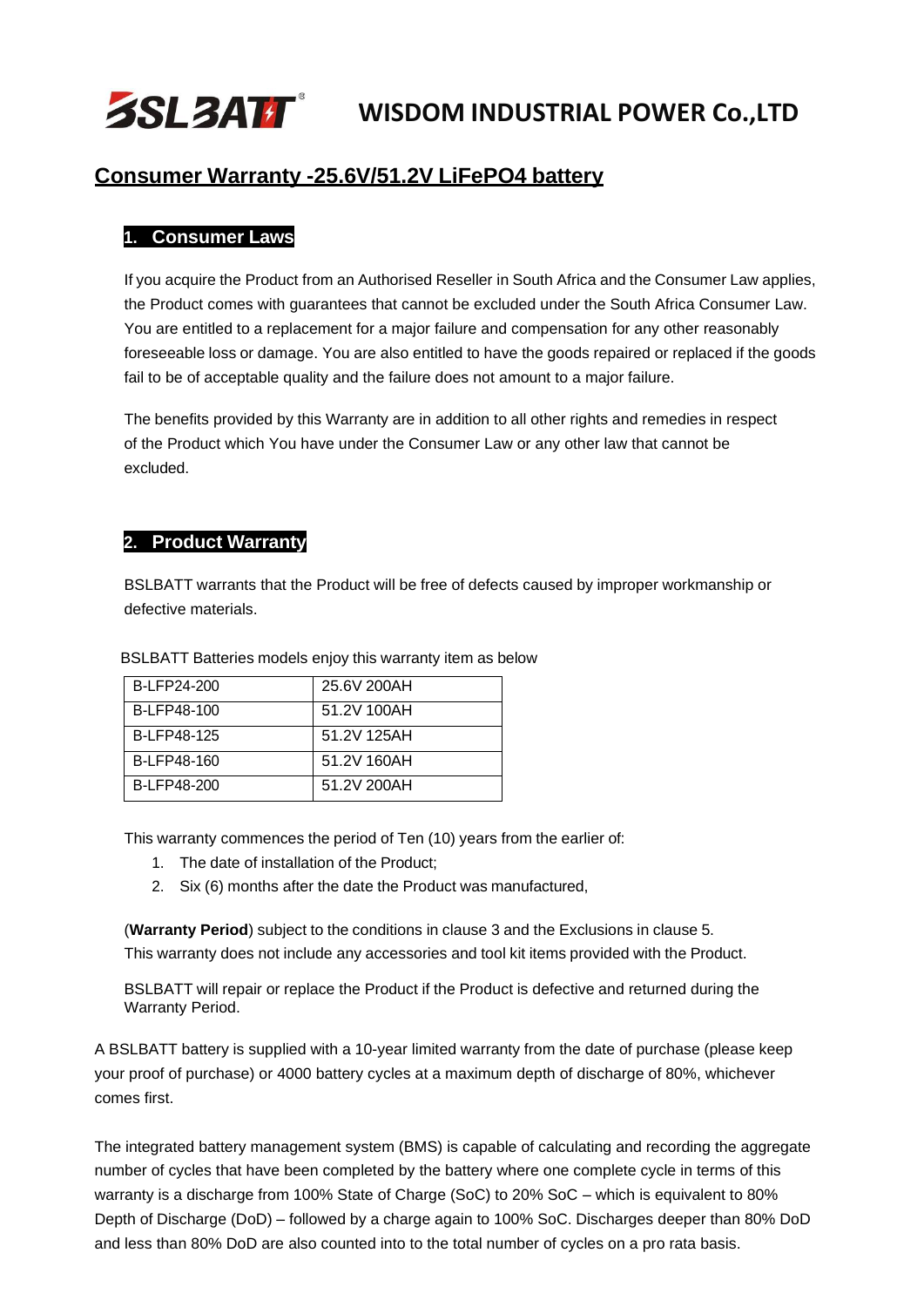# BSLBATT WISDOM INDUSTRIAL POWER Co.,LTD

## Consumer Warranty -25.6V/51.2V LiFePO4 battery

### 1. Consumer Laws

If you acquire the Product from an Authorised Reseller in South Africa and the Consumer Law applies, the Product comes with guarantees that cannot be excluded under the South Africa Consumer Law. You are entitled to a replacement for a major failure and compensation for any other reasonably foreseeable loss or damage. You are also entitled to have the goods repaired or replaced if the goods fail to be of acceptable quality and the failure does not amount to a major failure.

The benefits provided by this Warranty are in addition to all other rights and remedies in respect of the Product which You have under the Consumer Law or any other law that cannot be excluded.

### 2. Product Warranty

BSLBATT warrants that the Product will be free of defects caused by improper workmanship or defective materials.

BSLBATT Batteries models enjoy this warranty item as below

| B-LFP24-200 | 25.6V 200AH |
|---|---|
| B-LFP48-100 | 51.2V 100AH |
| B-LFP48-125 | 51.2V 125AH |
| B-LFP48-160 | 51.2V 160AH |
| B-LFP48-200 | 51.2V 200AH |

This warranty commences the period of Ten (10) years from the earlier of:

1. The date of installation of the Product;
2. Six (6) months after the date the Product was manufactured,

(**Warranty Period**) subject to the conditions in clause 3 and the Exclusions in clause 5.
This warranty does not include any accessories and tool kit items provided with the Product.

BSLBATT will repair or replace the Product if the Product is defective and returned during the Warranty Period.

A BSLBATT battery is supplied with a 10-year limited warranty from the date of purchase (please keep your proof of purchase) or 4000 battery cycles at a maximum depth of discharge of 80%, whichever comes first.

The integrated battery management system (BMS) is capable of calculating and recording the aggregate number of cycles that have been completed by the battery where one complete cycle in terms of this warranty is a discharge from 100% State of Charge (SoC) to 20% SoC – which is equivalent to 80% Depth of Discharge (DoD) – followed by a charge again to 100% SoC. Discharges deeper than 80% DoD and less than 80% DoD are also counted into to the total number of cycles on a pro rata basis.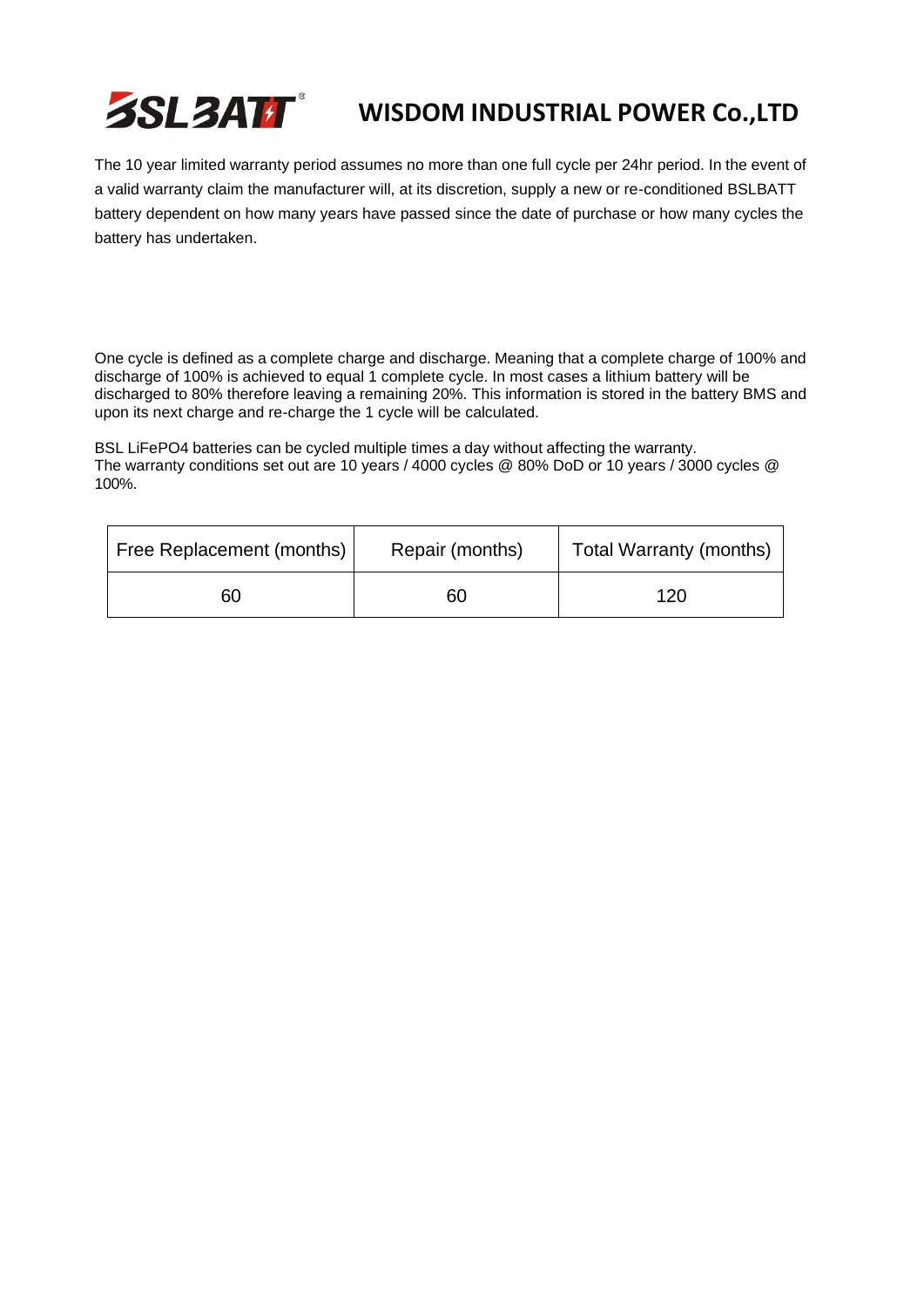# WISDOM INDUSTRIAL POWER Co.,LTD

The 10 year limited warranty period assumes no more than one full cycle per 24hr period. In the event of a valid warranty claim the manufacturer will, at its discretion, supply a new or re-conditioned BSLBATT battery dependent on how many years have passed since the date of purchase or how many cycles the battery has undertaken.

One cycle is defined as a complete charge and discharge. Meaning that a complete charge of 100% and discharge of 100% is achieved to equal 1 complete cycle. In most cases a lithium battery will be discharged to 80% therefore leaving a remaining 20%. This information is stored in the battery BMS and upon its next charge and re-charge the 1 cycle will be calculated.

BSL LiFePO4 batteries can be cycled multiple times a day without affecting the warranty.
The warranty conditions set out are 10 years / 4000 cycles @ 80% DoD or 10 years / 3000 cycles @ 100%.

| Free Replacement (months) | Repair (months) | Total Warranty (months) |
|---|---|---|
| 60 | 60 | 120 |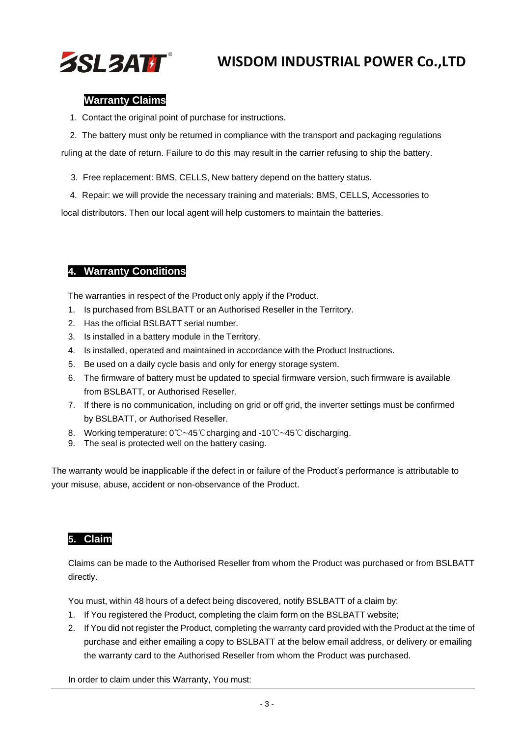## Warranty Claims

1. Contact the original point of purchase for instructions.
2. The battery must only be returned in compliance with the transport and packaging regulations ruling at the date of return. Failure to do this may result in the carrier refusing to ship the battery.
3. Free replacement: BMS, CELLS, New battery depend on the battery status.
4. Repair: we will provide the necessary training and materials: BMS, CELLS, Accessories to local distributors. Then our local agent will help customers to maintain the batteries.

## 4. Warranty Conditions

The warranties in respect of the Product only apply if the Product.

1. Is purchased from BSLBATT or an Authorised Reseller in the Territory.
2. Has the official BSLBATT serial number.
3. Is installed in a battery module in the Territory.
4. Is installed, operated and maintained in accordance with the Product Instructions.
5. Be used on a daily cycle basis and only for energy storage system.
6. The firmware of battery must be updated to special firmware version, such firmware is available from BSLBATT, or Authorised Reseller.
7. If there is no communication, including on grid or off grid, the inverter settings must be confirmed by BSLBATT, or Authorised Reseller.
8. Working temperature: 0℃~45℃charging and -10℃~45℃ discharging.
9. The seal is protected well on the battery casing.

The warranty would be inapplicable if the defect in or failure of the Product's performance is attributable to your misuse, abuse, accident or non-observance of the Product.

## 5. Claim

Claims can be made to the Authorised Reseller from whom the Product was purchased or from BSLBATT directly.

You must, within 48 hours of a defect being discovered, notify BSLBATT of a claim by:

1. If You registered the Product, completing the claim form on the BSLBATT website;
2. If You did not register the Product, completing the warranty card provided with the Product at the time of purchase and either emailing a copy to BSLBATT at the below email address, or delivery or emailing the warranty card to the Authorised Reseller from whom the Product was purchased.

In order to claim under this Warranty, You must: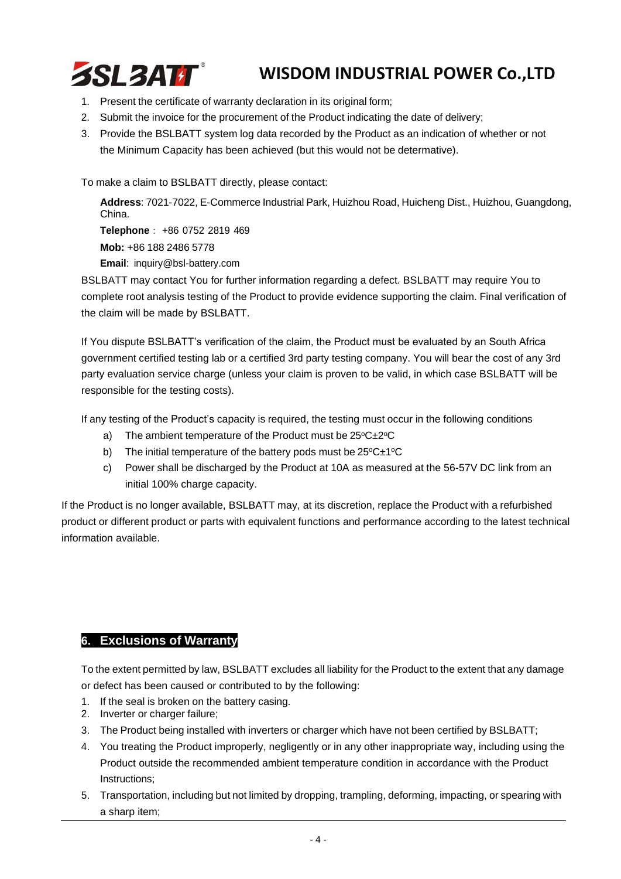1. Present the certificate of warranty declaration in its original form;
2. Submit the invoice for the procurement of the Product indicating the date of delivery;
3. Provide the BSLBATT system log data recorded by the Product as an indication of whether or not the Minimum Capacity has been achieved (but this would not be determative).

To make a claim to BSLBATT directly, please contact:

**Address**: 7021-7022, E-Commerce Industrial Park, Huizhou Road, Huicheng Dist., Huizhou, Guangdong, China.

**Telephone**： +86 0752 2819 469

**Mob:** +86 188 2486 5778

**Email**: inquiry@bsl-battery.com

BSLBATT may contact You for further information regarding a defect. BSLBATT may require You to complete root analysis testing of the Product to provide evidence supporting the claim. Final verification of the claim will be made by BSLBATT.

If You dispute BSLBATT's verification of the claim, the Product must be evaluated by an South Africa government certified testing lab or a certified 3rd party testing company. You will bear the cost of any 3rd party evaluation service charge (unless your claim is proven to be valid, in which case BSLBATT will be responsible for the testing costs).

If any testing of the Product's capacity is required, the testing must occur in the following conditions

a) The ambient temperature of the Product must be 25°C±2°C
b) The initial temperature of the battery pods must be 25°C±1°C
c) Power shall be discharged by the Product at 10A as measured at the 56-57V DC link from an initial 100% charge capacity.

If the Product is no longer available, BSLBATT may, at its discretion, replace the Product with a refurbished product or different product or parts with equivalent functions and performance according to the latest technical information available.

## 6. Exclusions of Warranty

To the extent permitted by law, BSLBATT excludes all liability for the Product to the extent that any damage or defect has been caused or contributed to by the following:

1. If the seal is broken on the battery casing.
2. Inverter or charger failure;
3. The Product being installed with inverters or charger which have not been certified by BSLBATT;
4. You treating the Product improperly, negligently or in any other inappropriate way, including using the Product outside the recommended ambient temperature condition in accordance with the Product Instructions;
5. Transportation, including but not limited by dropping, trampling, deforming, impacting, or spearing with a sharp item;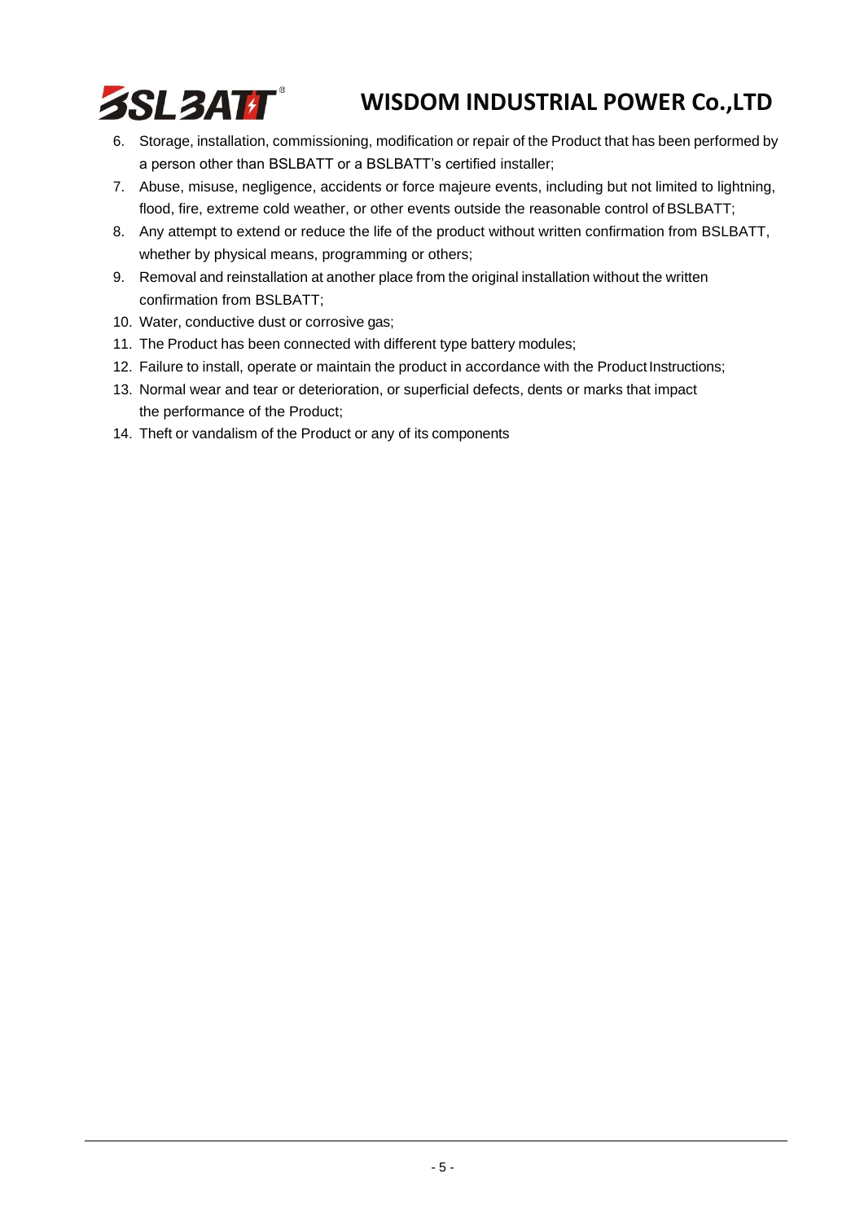6. Storage, installation, commissioning, modification or repair of the Product that has been performed by a person other than BSLBATT or a BSLBATT's certified installer;
7. Abuse, misuse, negligence, accidents or force majeure events, including but not limited to lightning, flood, fire, extreme cold weather, or other events outside the reasonable control of BSLBATT;
8. Any attempt to extend or reduce the life of the product without written confirmation from BSLBATT, whether by physical means, programming or others;
9. Removal and reinstallation at another place from the original installation without the written confirmation from BSLBATT;
10. Water, conductive dust or corrosive gas;
11. The Product has been connected with different type battery modules;
12. Failure to install, operate or maintain the product in accordance with the Product Instructions;
13. Normal wear and tear or deterioration, or superficial defects, dents or marks that impact the performance of the Product;
14. Theft or vandalism of the Product or any of its components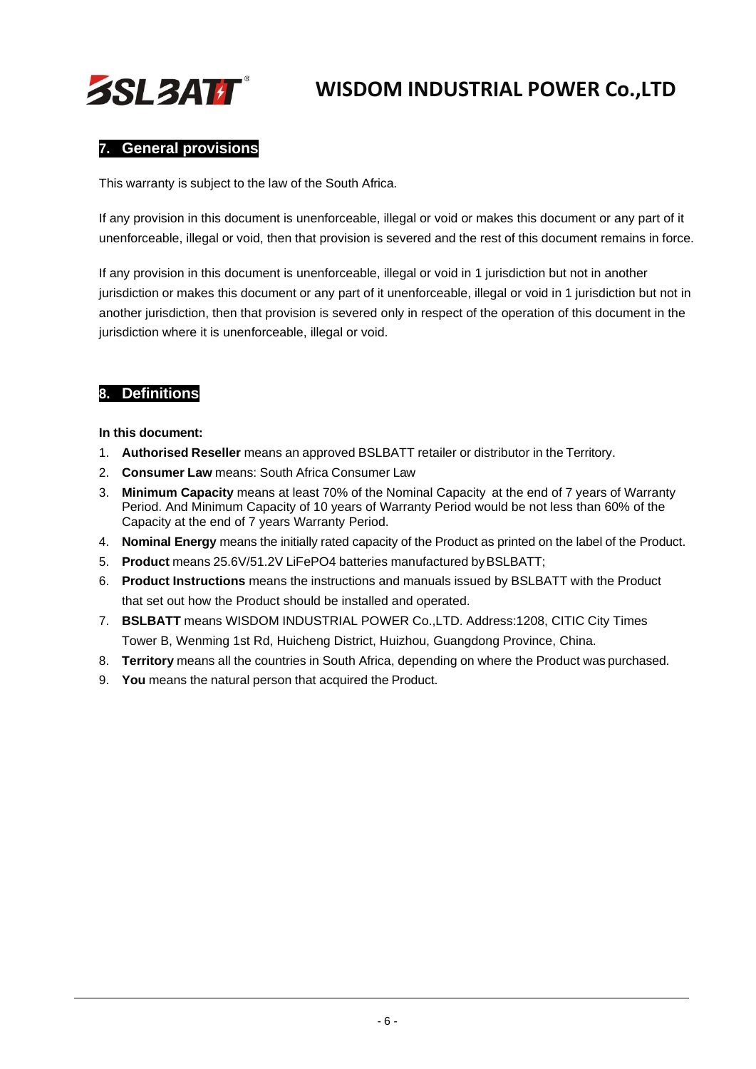## 7. General provisions

This warranty is subject to the law of the South Africa.

If any provision in this document is unenforceable, illegal or void or makes this document or any part of it unenforceable, illegal or void, then that provision is severed and the rest of this document remains in force.

If any provision in this document is unenforceable, illegal or void in 1 jurisdiction but not in another jurisdiction or makes this document or any part of it unenforceable, illegal or void in 1 jurisdiction but not in another jurisdiction, then that provision is severed only in respect of the operation of this document in the jurisdiction where it is unenforceable, illegal or void.

## 8. Definitions

**In this document:**

1. **Authorised Reseller** means an approved BSLBATT retailer or distributor in the Territory.
2. **Consumer Law** means: South Africa Consumer Law
3. **Minimum Capacity** means at least 70% of the Nominal Capacity at the end of 7 years of Warranty Period. And Minimum Capacity of 10 years of Warranty Period would be not less than 60% of the Capacity at the end of 7 years Warranty Period.
4. **Nominal Energy** means the initially rated capacity of the Product as printed on the label of the Product.
5. **Product** means 25.6V/51.2V LiFePO4 batteries manufactured by BSLBATT;
6. **Product Instructions** means the instructions and manuals issued by BSLBATT with the Product that set out how the Product should be installed and operated.
7. **BSLBATT** means WISDOM INDUSTRIAL POWER Co.,LTD. Address:1208, CITIC City Times Tower B, Wenming 1st Rd, Huicheng District, Huizhou, Guangdong Province, China.
8. **Territory** means all the countries in South Africa, depending on where the Product was purchased.
9. **You** means the natural person that acquired the Product.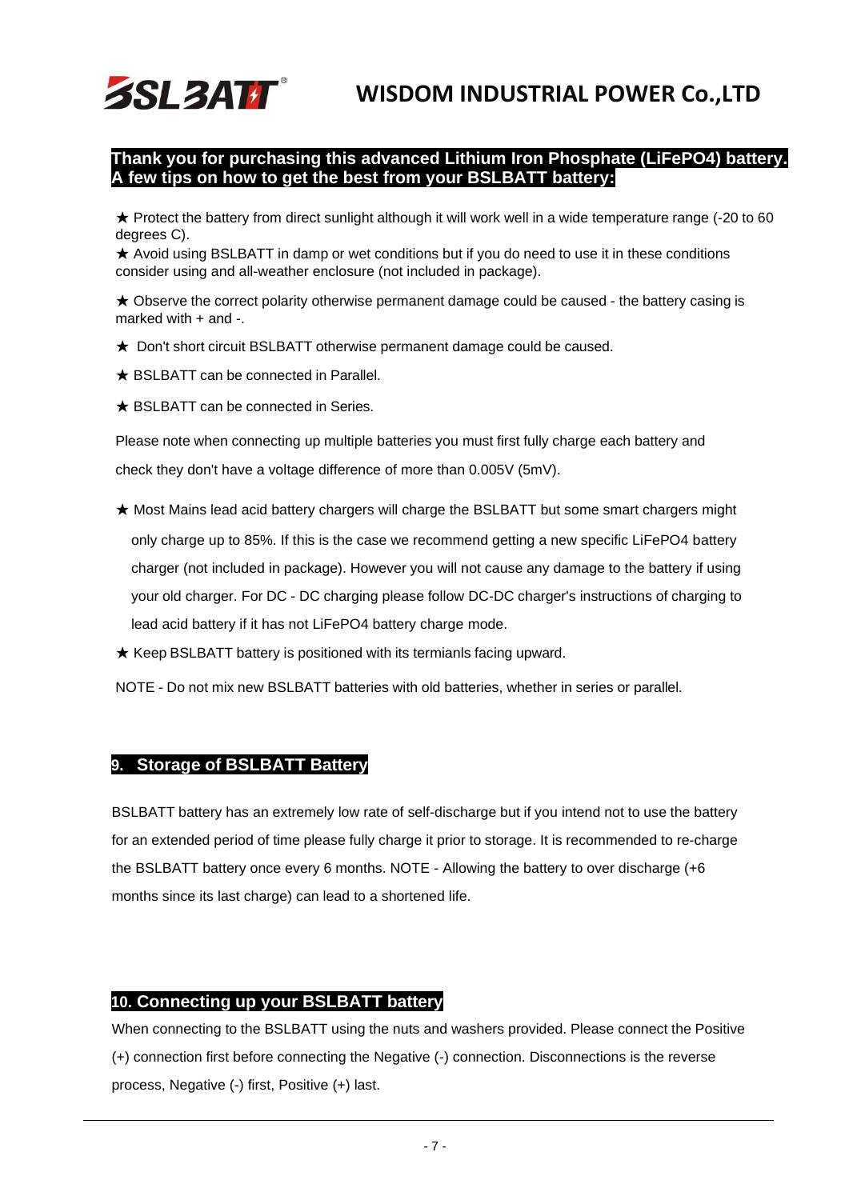**Thank you for purchasing this advanced Lithium Iron Phosphate (LiFePO4) battery. A few tips on how to get the best from your BSLBATT battery:**

★ Protect the battery from direct sunlight although it will work well in a wide temperature range (-20 to 60 degrees C).

★ Avoid using BSLBATT in damp or wet conditions but if you do need to use it in these conditions consider using and all-weather enclosure (not included in package).

★ Observe the correct polarity otherwise permanent damage could be caused - the battery casing is marked with + and -.

★ Don't short circuit BSLBATT otherwise permanent damage could be caused.

★ BSLBATT can be connected in Parallel.

★ BSLBATT can be connected in Series.

Please note when connecting up multiple batteries you must first fully charge each battery and check they don't have a voltage difference of more than 0.005V (5mV).

★ Most Mains lead acid battery chargers will charge the BSLBATT but some smart chargers might only charge up to 85%. If this is the case we recommend getting a new specific LiFePO4 battery charger (not included in package). However you will not cause any damage to the battery if using your old charger. For DC - DC charging please follow DC-DC charger's instructions of charging to lead acid battery if it has not LiFePO4 battery charge mode.

★ Keep BSLBATT battery is positioned with its termianls facing upward.

NOTE - Do not mix new BSLBATT batteries with old batteries, whether in series or parallel.

## 9. Storage of BSLBATT Battery

BSLBATT battery has an extremely low rate of self-discharge but if you intend not to use the battery for an extended period of time please fully charge it prior to storage. It is recommended to re-charge the BSLBATT battery once every 6 months. NOTE - Allowing the battery to over discharge (+6 months since its last charge) can lead to a shortened life.

## 10. Connecting up your BSLBATT battery

When connecting to the BSLBATT using the nuts and washers provided. Please connect the Positive (+) connection first before connecting the Negative (-) connection. Disconnections is the reverse process, Negative (-) first, Positive (+) last.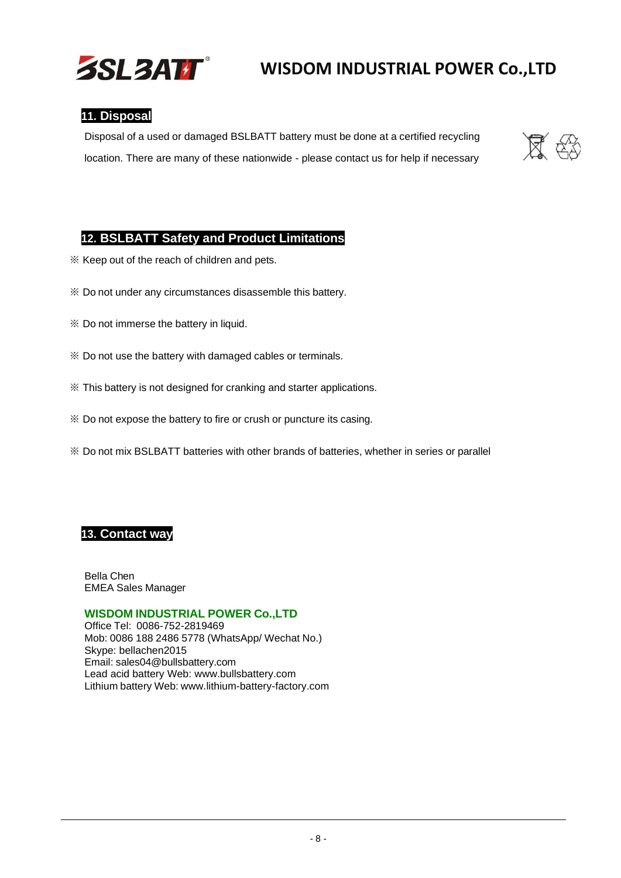## 11. Disposal

Disposal of a used or damaged BSLBATT battery must be done at a certified recycling location. There are many of these nationwide - please contact us for help if necessary

## 12. BSLBATT Safety and Product Limitations

※ Keep out of the reach of children and pets.

※ Do not under any circumstances disassemble this battery.

※ Do not immerse the battery in liquid.

※ Do not use the battery with damaged cables or terminals.

※ This battery is not designed for cranking and starter applications.

※ Do not expose the battery to fire or crush or puncture its casing.

※ Do not mix BSLBATT batteries with other brands of batteries, whether in series or parallel

## 13. Contact way

Bella Chen
EMEA Sales Manager

**WISDOM INDUSTRIAL POWER Co.,LTD**
Office Tel: 0086-752-2819469
Mob: 0086 188 2486 5778 (WhatsApp/ Wechat No.)
Skype: bellachen2015
Email: sales04@bullsbattery.com
Lead acid battery Web: www.bullsbattery.com
Lithium battery Web: www.lithium-battery-factory.com